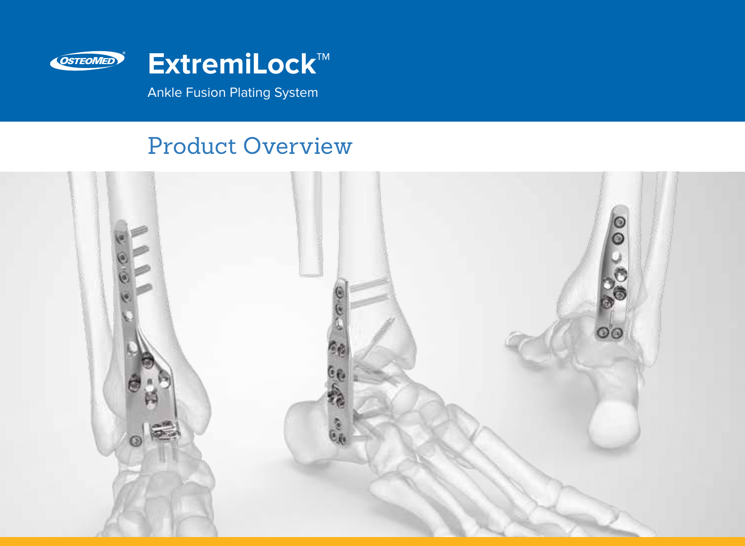OSTEOMED®

# ExtremiLock™

Ankle Fusion Plating System

## Product Overview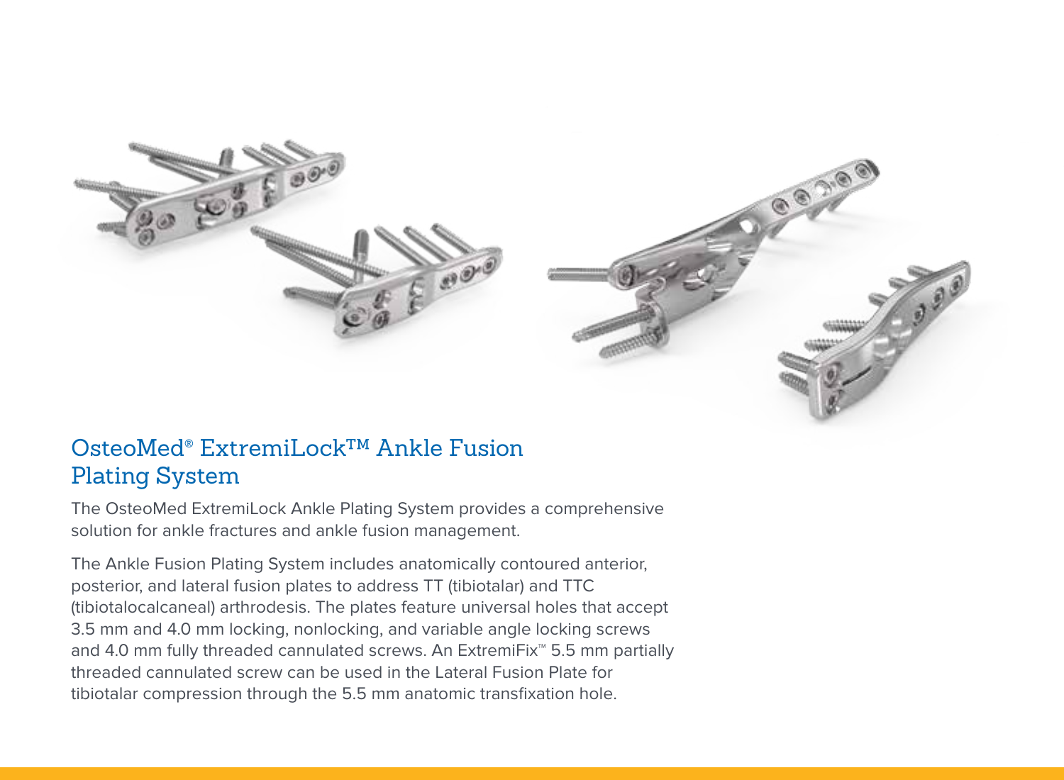## OsteoMed® ExtremiLock™ Ankle Fusion Plating System

The OsteoMed ExtremiLock Ankle Plating System provides a comprehensive solution for ankle fractures and ankle fusion management.

The Ankle Fusion Plating System includes anatomically contoured anterior, posterior, and lateral fusion plates to address TT (tibiotalar) and TTC (tibiotalocalcaneal) arthrodesis. The plates feature universal holes that accept 3.5 mm and 4.0 mm locking, nonlocking, and variable angle locking screws and 4.0 mm fully threaded cannulated screws. An ExtremiFix™ 5.5 mm partially threaded cannulated screw can be used in the Lateral Fusion Plate for tibiotalar compression through the 5.5 mm anatomic transfixation hole.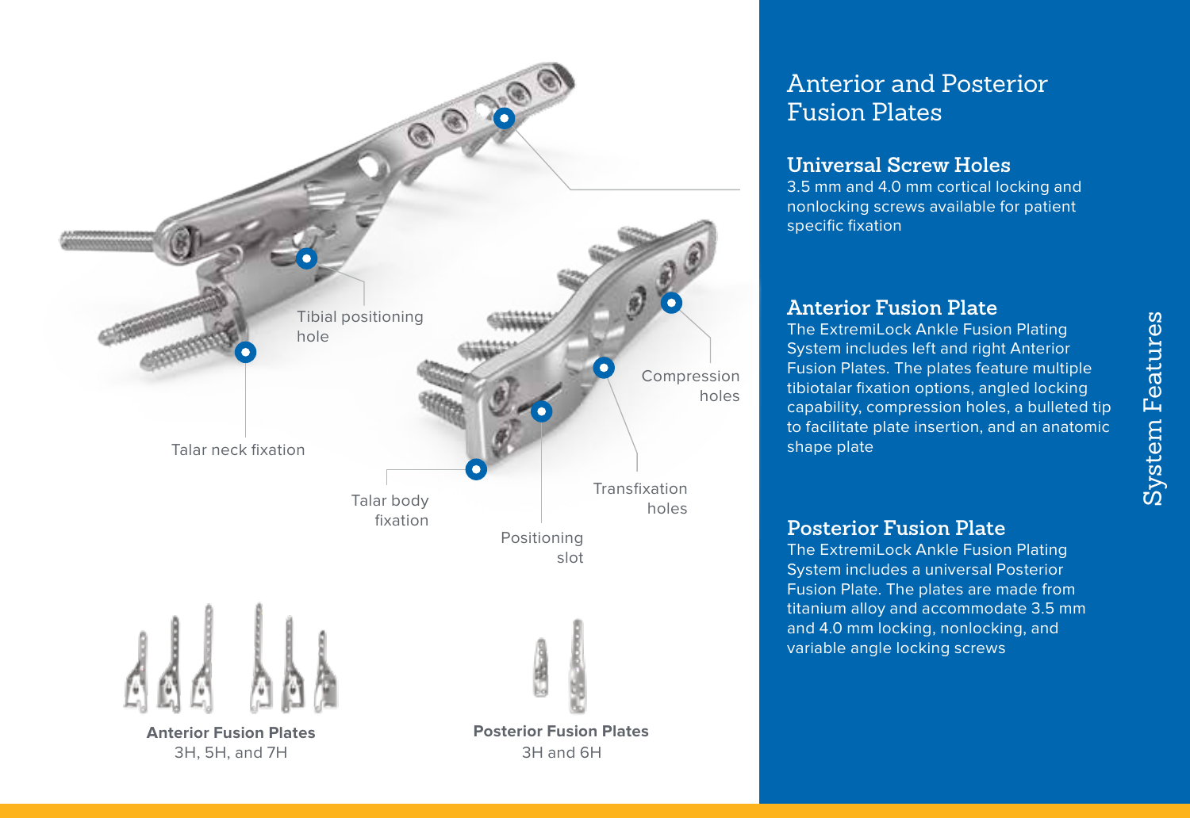Tibial positioning hole

Talar neck fixation

Talar body fixation

Positioning slot

Transfixation holes

Compression holes

**Anterior Fusion Plates**
3H, 5H, and 7H

**Posterior Fusion Plates**
3H and 6H

# Anterior and Posterior Fusion Plates

## Universal Screw Holes

3.5 mm and 4.0 mm cortical locking and nonlocking screws available for patient specific fixation

## Anterior Fusion Plate

The ExtremiLock Ankle Fusion Plating System includes left and right Anterior Fusion Plates. The plates feature multiple tibiotalar fixation options, angled locking capability, compression holes, a bulleted tip to facilitate plate insertion, and an anatomic shape plate

## Posterior Fusion Plate

The ExtremiLock Ankle Fusion Plating System includes a universal Posterior Fusion Plate. The plates are made from titanium alloy and accommodate 3.5 mm and 4.0 mm locking, nonlocking, and variable angle locking screws

System Features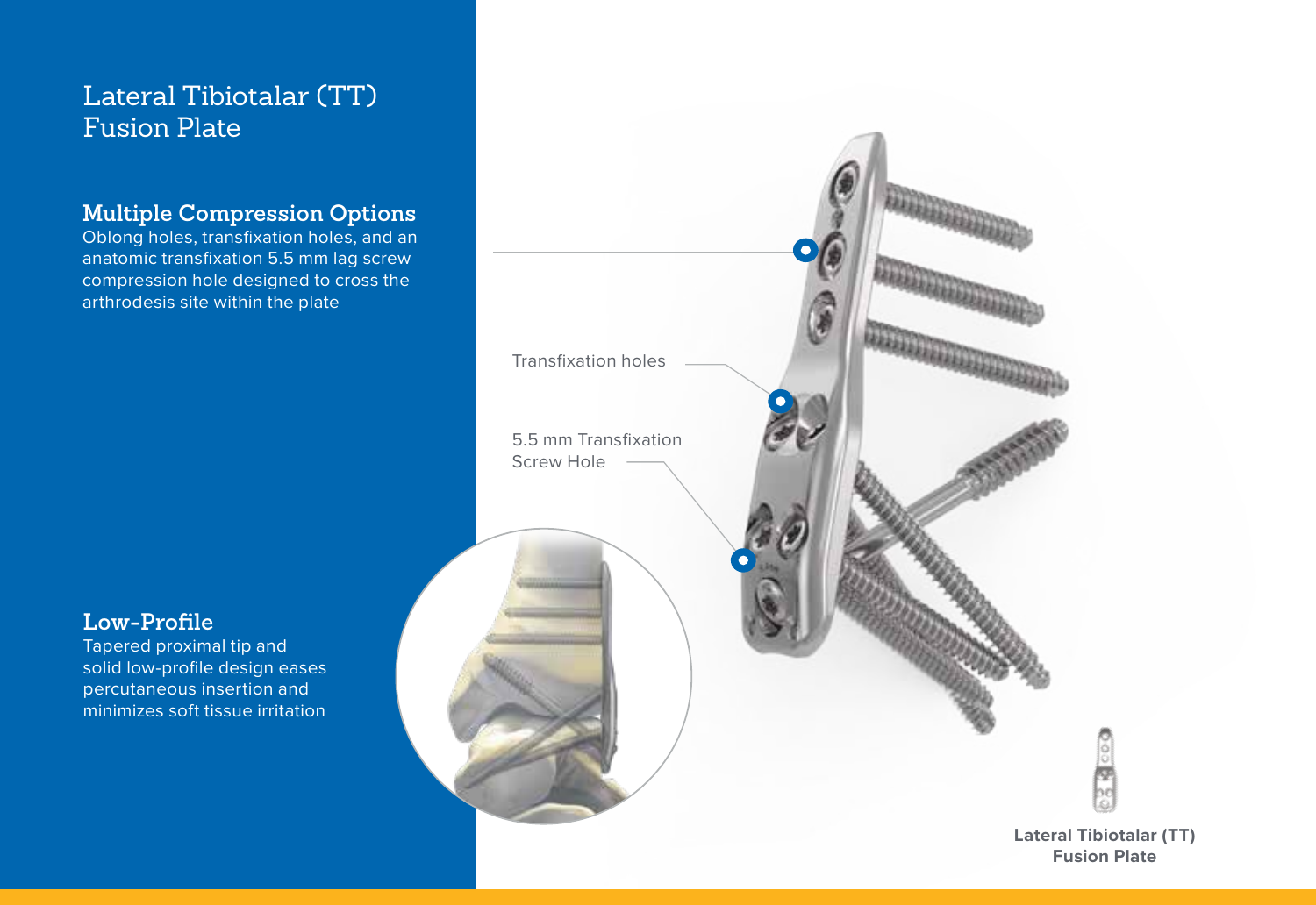# Lateral Tibiotalar (TT) Fusion Plate

## Multiple Compression Options

Oblong holes, transfixation holes, and an anatomic transfixation 5.5 mm lag screw compression hole designed to cross the arthrodesis site within the plate

## Low-Profile

Tapered proximal tip and solid low-profile design eases percutaneous insertion and minimizes soft tissue irritation

Transfixation holes

5.5 mm Transfixation Screw Hole

**Lateral Tibiotalar (TT) Fusion Plate**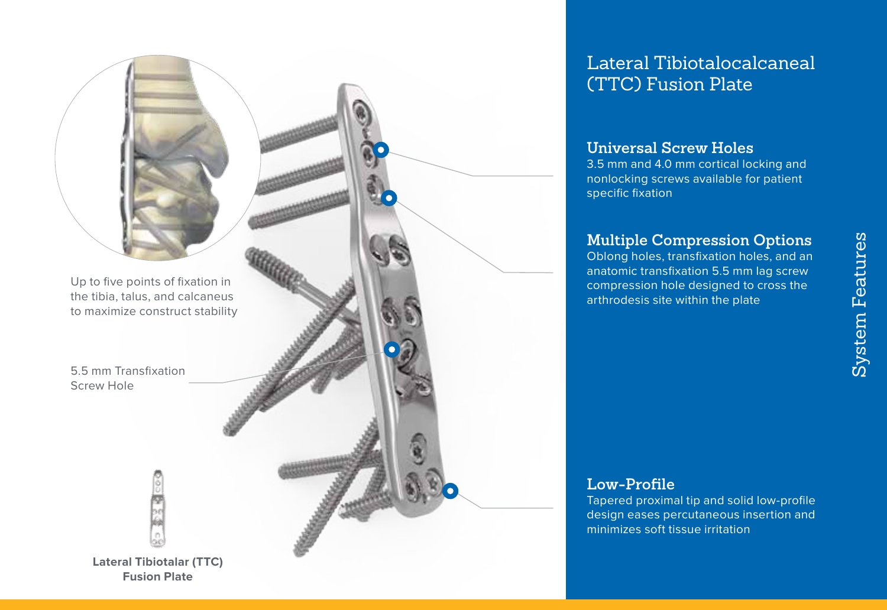Up to five points of fixation in the tibia, talus, and calcaneus to maximize construct stability

5.5 mm Transfixation Screw Hole

**Lateral Tibiotalar (TTC) Fusion Plate**

# Lateral Tibiotalocalcaneal (TTC) Fusion Plate

## Universal Screw Holes

3.5 mm and 4.0 mm cortical locking and nonlocking screws available for patient specific fixation

## Multiple Compression Options

Oblong holes, transfixation holes, and an anatomic transfixation 5.5 mm lag screw compression hole designed to cross the arthrodesis site within the plate

## Low-Profile

Tapered proximal tip and solid low-profile design eases percutaneous insertion and minimizes soft tissue irritation

System Features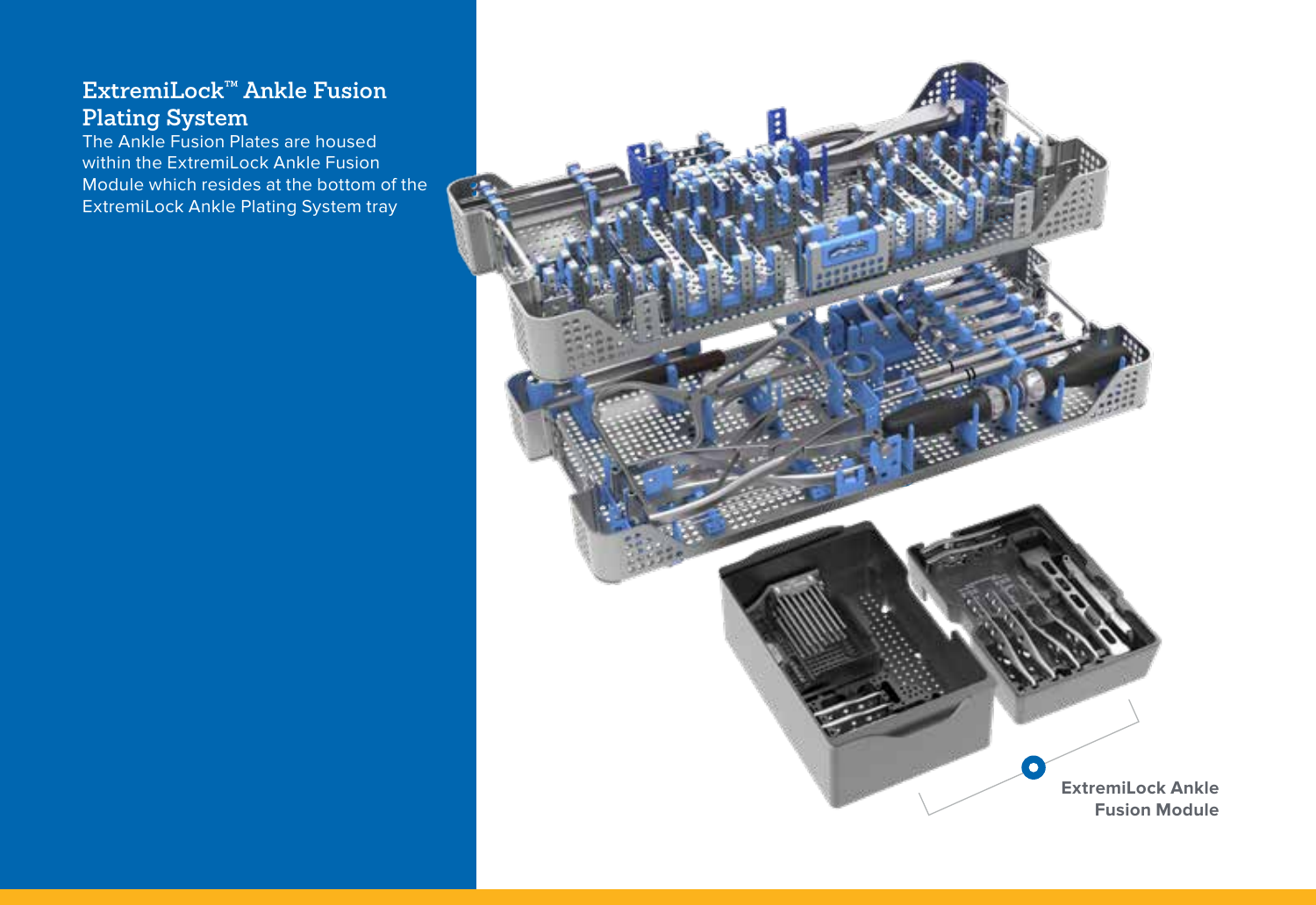## ExtremiLock™ Ankle Fusion Plating System

The Ankle Fusion Plates are housed within the ExtremiLock Ankle Fusion Module which resides at the bottom of the ExtremiLock Ankle Plating System tray

**ExtremiLock Ankle Fusion Module**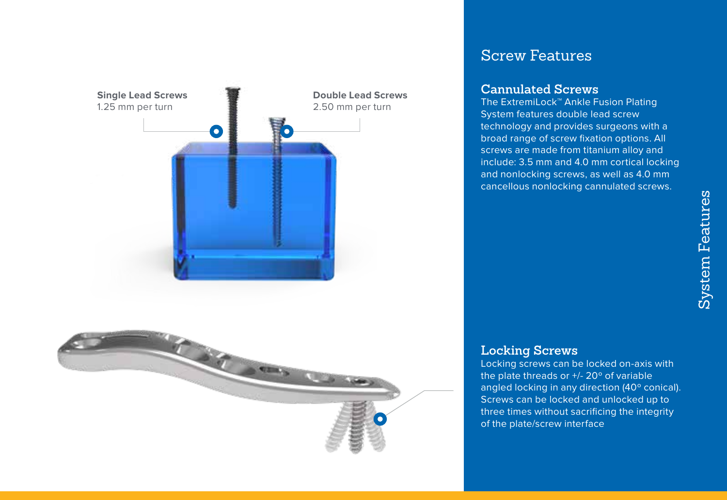**Single Lead Screws**
1.25 mm per turn

**Double Lead Screws**
2.50 mm per turn

# Screw Features

## Cannulated Screws

The ExtremiLock™ Ankle Fusion Plating System features double lead screw technology and provides surgeons with a broad range of screw fixation options. All screws are made from titanium alloy and include: 3.5 mm and 4.0 mm cortical locking and nonlocking screws, as well as 4.0 mm cancellous nonlocking cannulated screws.

## Locking Screws

Locking screws can be locked on-axis with the plate threads or +/- 20° of variable angled locking in any direction (40° conical). Screws can be locked and unlocked up to three times without sacrificing the integrity of the plate/screw interface

System Features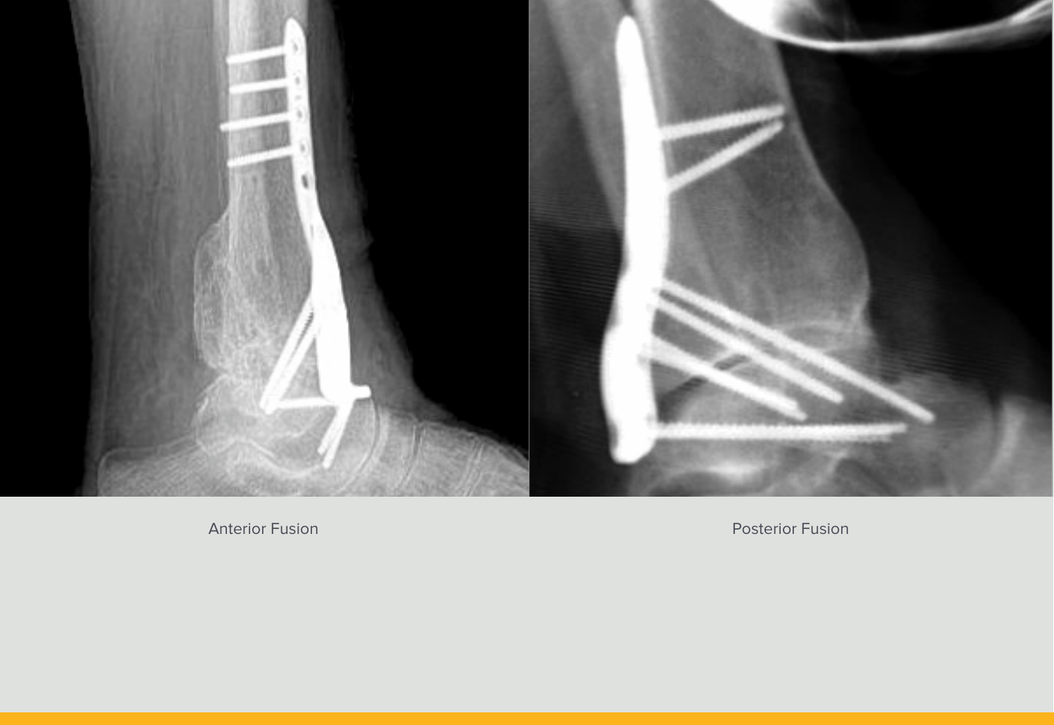Anterior Fusion

Posterior Fusion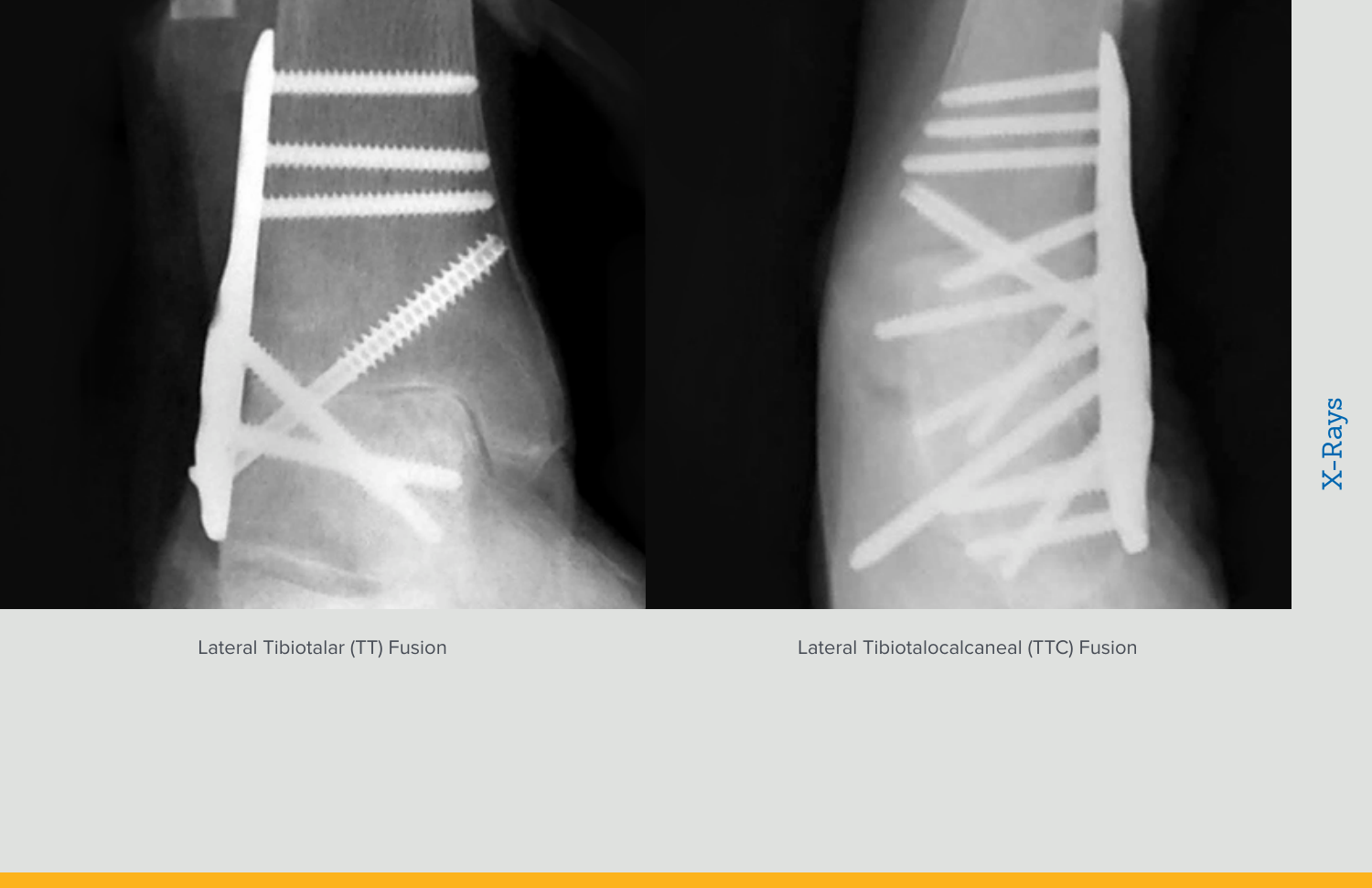Lateral Tibiotalar (TT) Fusion

Lateral Tibiotalocalcaneal (TTC) Fusion

X-Rays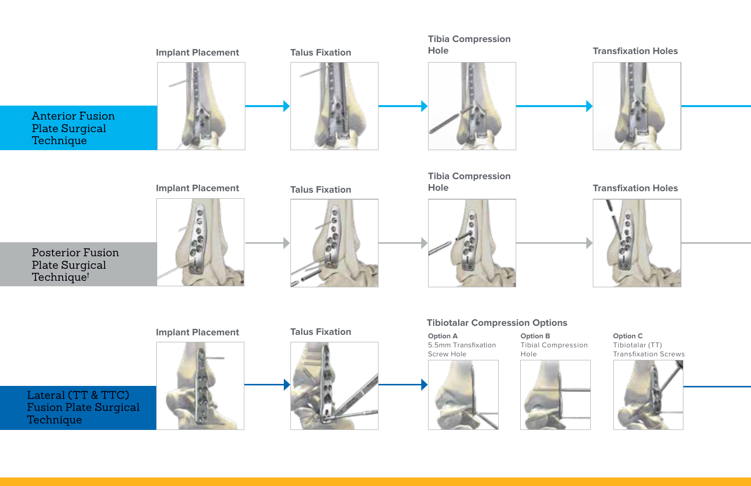## Anterior Fusion Plate Surgical Technique

Implant Placement → Talus Fixation → Tibia Compression Hole → Transfixation Holes

## Posterior Fusion Plate Surgical Technique[†]

Implant Placement → Talus Fixation → Tibia Compression Hole → Transfixation Holes

## Lateral (TT & TTC) Fusion Plate Surgical Technique

Implant Placement → Talus Fixation → Tibiotalar Compression Options

**Tibiotalar Compression Options**

- **Option A** 5.5mm Transfixation Screw Hole
- **Option B** Tibial Compression Hole
- **Option C** Tibiotalar (TT) Transfixation Screws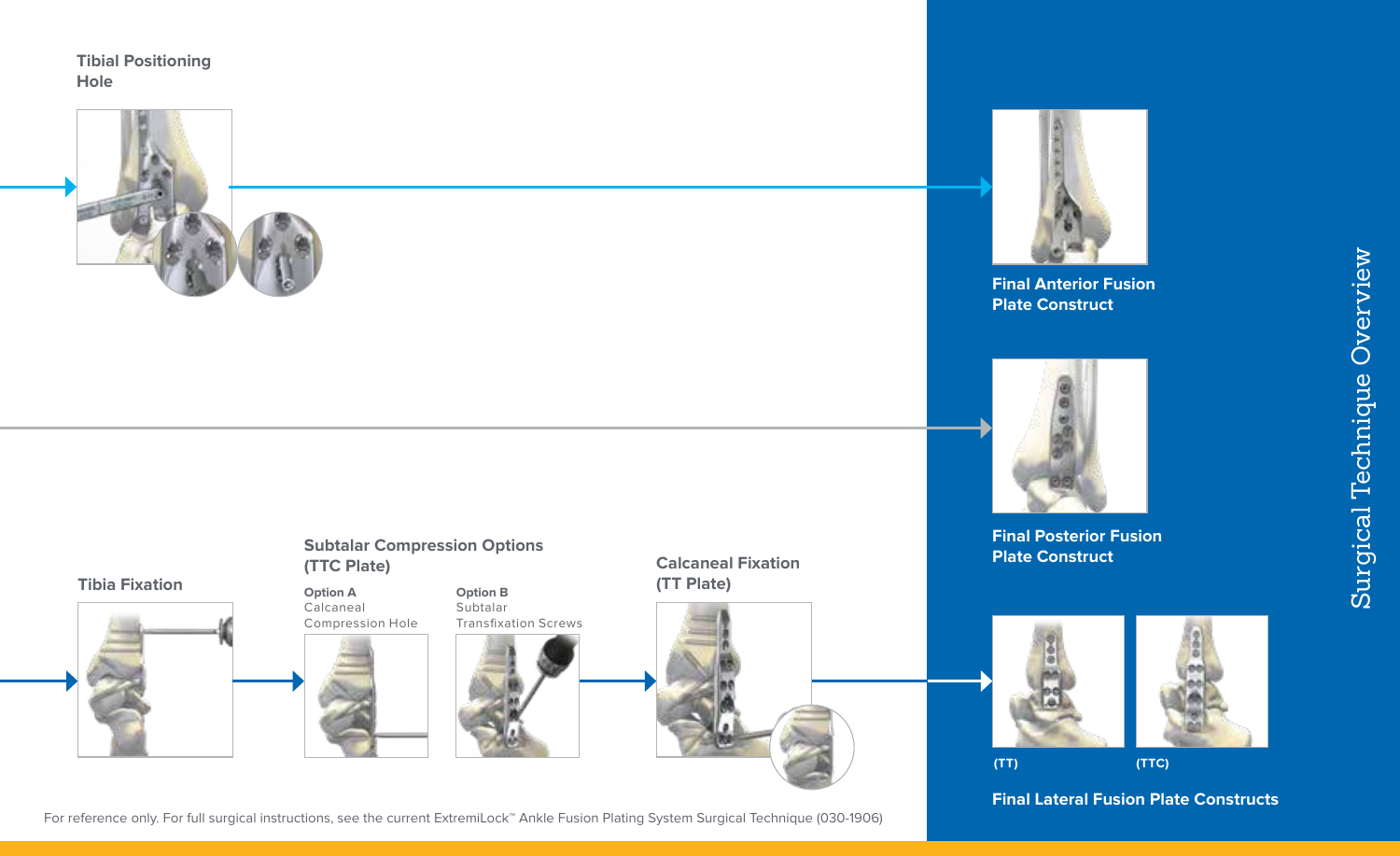# Surgical Technique Overview

**Tibial Positioning Hole**

**Tibia Fixation**

**Subtalar Compression Options (TTC Plate)**

**Option A**
Calcaneal Compression Hole

**Option B**
Subtalar Transfixation Screws

**Calcaneal Fixation (TT Plate)**

**Final Anterior Fusion Plate Construct**

**Final Posterior Fusion Plate Construct**

**(TT)**

**(TTC)**

**Final Lateral Fusion Plate Constructs**

For reference only. For full surgical instructions, see the current ExtremiLock™ Ankle Fusion Plating System Surgical Technique (030-1906)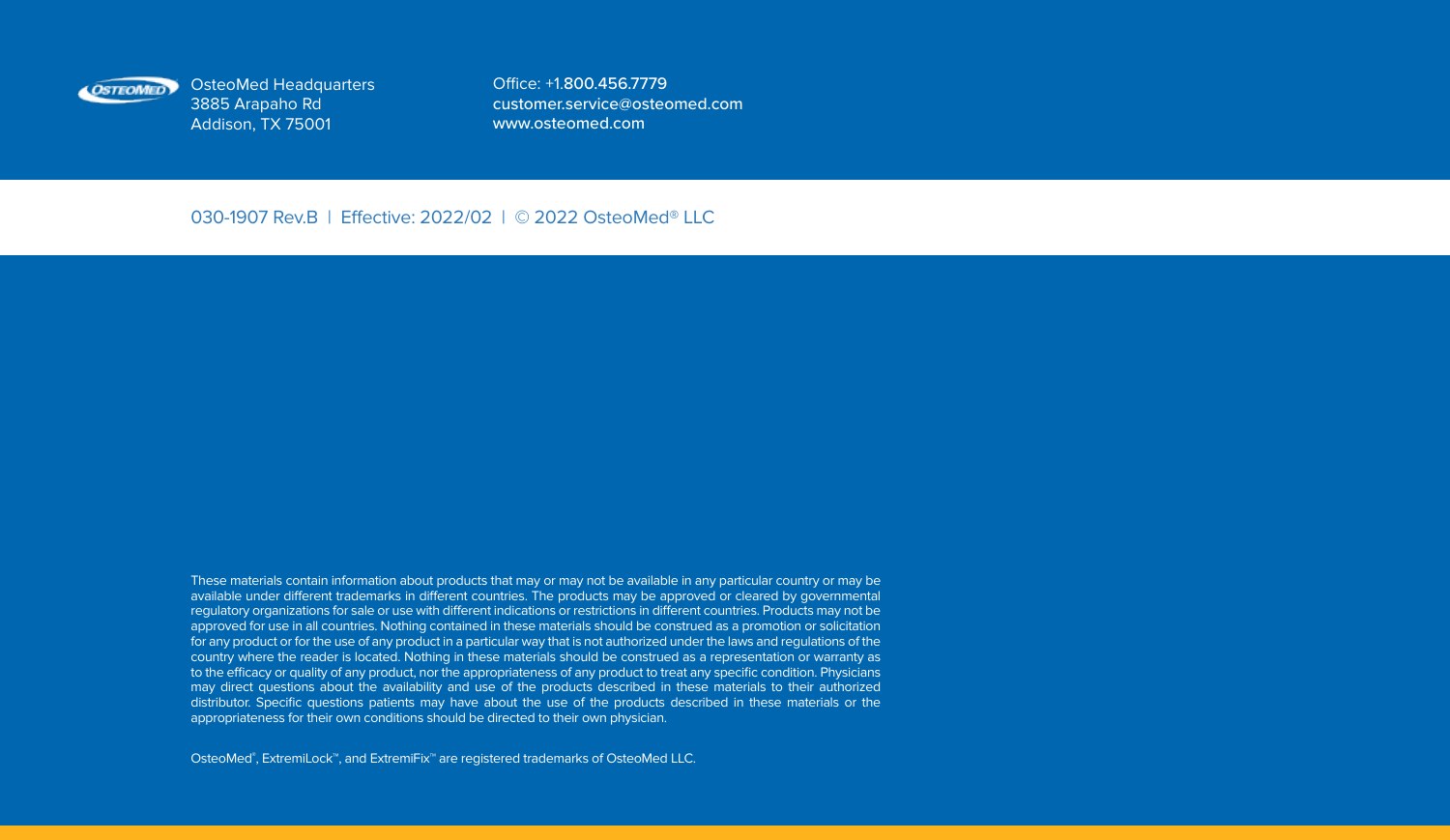OsteoMed Headquarters
3885 Arapaho Rd
Addison, TX 75001

Office: +1.800.456.7779
customer.service@osteomed.com
www.osteomed.com

030-1907 Rev.B | Effective: 2022/02 | © 2022 OsteoMed® LLC

These materials contain information about products that may or may not be available in any particular country or may be available under different trademarks in different countries. The products may be approved or cleared by governmental regulatory organizations for sale or use with different indications or restrictions in different countries. Products may not be approved for use in all countries. Nothing contained in these materials should be construed as a promotion or solicitation for any product or for the use of any product in a particular way that is not authorized under the laws and regulations of the country where the reader is located. Nothing in these materials should be construed as a representation or warranty as to the efficacy or quality of any product, nor the appropriateness of any product to treat any specific condition. Physicians may direct questions about the availability and use of the products described in these materials to their authorized distributor. Specific questions patients may have about the use of the products described in these materials or the appropriateness for their own conditions should be directed to their own physician.

OsteoMed®, ExtremiLock™, and ExtremiFix™ are registered trademarks of OsteoMed LLC.